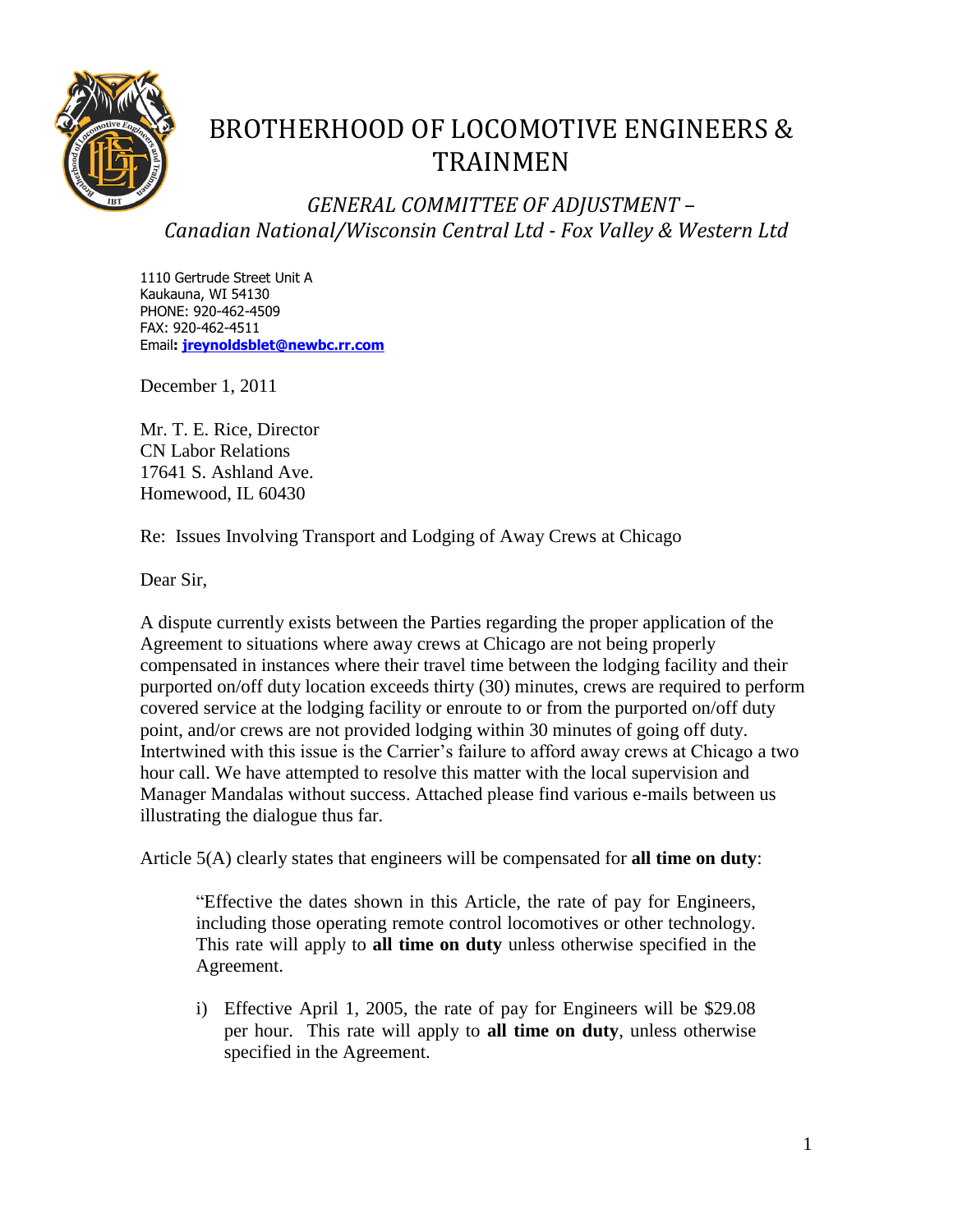# BROTHERHOOD OF LOCOMOTIVE ENGINEERS & TRAINMEN

## *GENERAL COMMITTEE OF ADJUSTMENT – Canadian National/Wisconsin Central Ltd - Fox Valley & Western Ltd*

1110 Gertrude Street Unit A
Kaukauna, WI 54130
PHONE: 920-462-4509
FAX: 920-462-4511
Email**: jreynoldsblet@newbc.rr.com**

December 1, 2011

Mr. T. E. Rice, Director
CN Labor Relations
17641 S. Ashland Ave.
Homewood, IL 60430

Re: Issues Involving Transport and Lodging of Away Crews at Chicago

Dear Sir,

A dispute currently exists between the Parties regarding the proper application of the Agreement to situations where away crews at Chicago are not being properly compensated in instances where their travel time between the lodging facility and their purported on/off duty location exceeds thirty (30) minutes, crews are required to perform covered service at the lodging facility or enroute to or from the purported on/off duty point, and/or crews are not provided lodging within 30 minutes of going off duty. Intertwined with this issue is the Carrier's failure to afford away crews at Chicago a two hour call. We have attempted to resolve this matter with the local supervision and Manager Mandalas without success. Attached please find various e-mails between us illustrating the dialogue thus far.

Article 5(A) clearly states that engineers will be compensated for **all time on duty**:

> "Effective the dates shown in this Article, the rate of pay for Engineers, including those operating remote control locomotives or other technology. This rate will apply to **all time on duty** unless otherwise specified in the Agreement.
>
> i) Effective April 1, 2005, the rate of pay for Engineers will be $29.08 per hour. This rate will apply to **all time on duty**, unless otherwise specified in the Agreement.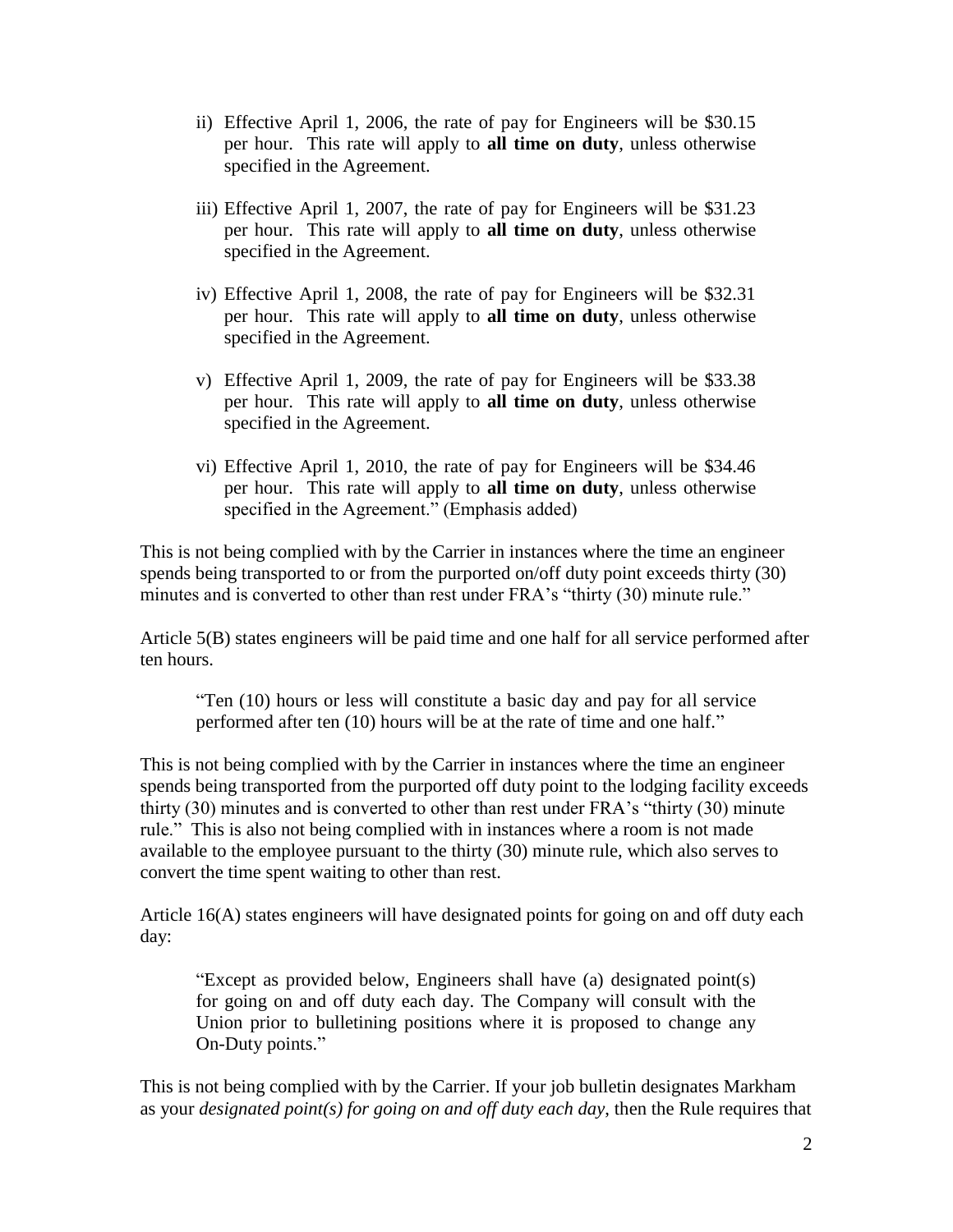ii) Effective April 1, 2006, the rate of pay for Engineers will be $30.15 per hour. This rate will apply to **all time on duty**, unless otherwise specified in the Agreement.

iii) Effective April 1, 2007, the rate of pay for Engineers will be $31.23 per hour. This rate will apply to **all time on duty**, unless otherwise specified in the Agreement.

iv) Effective April 1, 2008, the rate of pay for Engineers will be $32.31 per hour. This rate will apply to **all time on duty**, unless otherwise specified in the Agreement.

v) Effective April 1, 2009, the rate of pay for Engineers will be $33.38 per hour. This rate will apply to **all time on duty**, unless otherwise specified in the Agreement.

vi) Effective April 1, 2010, the rate of pay for Engineers will be $34.46 per hour. This rate will apply to **all time on duty**, unless otherwise specified in the Agreement." (Emphasis added)

This is not being complied with by the Carrier in instances where the time an engineer spends being transported to or from the purported on/off duty point exceeds thirty (30) minutes and is converted to other than rest under FRA's "thirty (30) minute rule."

Article 5(B) states engineers will be paid time and one half for all service performed after ten hours.

> "Ten (10) hours or less will constitute a basic day and pay for all service performed after ten (10) hours will be at the rate of time and one half."

This is not being complied with by the Carrier in instances where the time an engineer spends being transported from the purported off duty point to the lodging facility exceeds thirty (30) minutes and is converted to other than rest under FRA's "thirty (30) minute rule." This is also not being complied with in instances where a room is not made available to the employee pursuant to the thirty (30) minute rule, which also serves to convert the time spent waiting to other than rest.

Article 16(A) states engineers will have designated points for going on and off duty each day:

> "Except as provided below, Engineers shall have (a) designated point(s) for going on and off duty each day. The Company will consult with the Union prior to bulletining positions where it is proposed to change any On-Duty points."

This is not being complied with by the Carrier. If your job bulletin designates Markham as your *designated point(s) for going on and off duty each day*, then the Rule requires that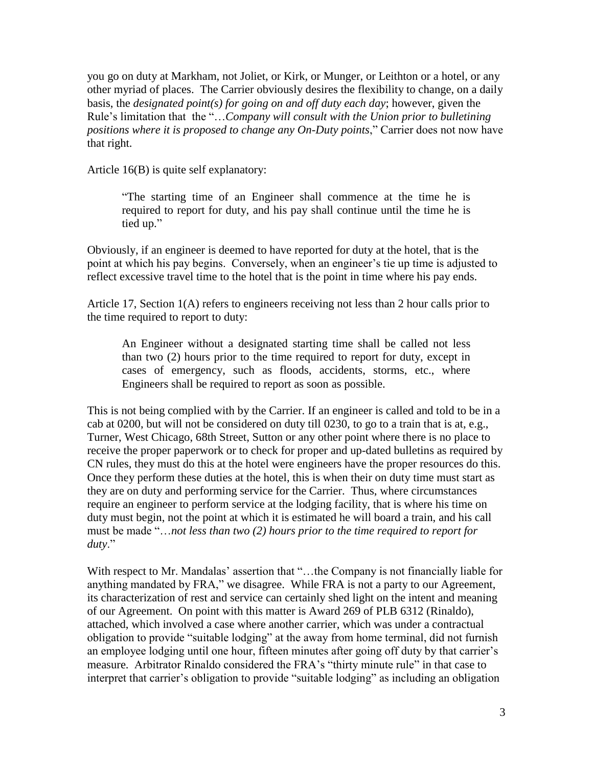you go on duty at Markham, not Joliet, or Kirk, or Munger, or Leithton or a hotel, or any other myriad of places. The Carrier obviously desires the flexibility to change, on a daily basis, the *designated point(s) for going on and off duty each day*; however, given the Rule's limitation that the "…*Company will consult with the Union prior to bulletining positions where it is proposed to change any On-Duty points*," Carrier does not now have that right.

Article 16(B) is quite self explanatory:

> "The starting time of an Engineer shall commence at the time he is required to report for duty, and his pay shall continue until the time he is tied up."

Obviously, if an engineer is deemed to have reported for duty at the hotel, that is the point at which his pay begins. Conversely, when an engineer's tie up time is adjusted to reflect excessive travel time to the hotel that is the point in time where his pay ends.

Article 17, Section 1(A) refers to engineers receiving not less than 2 hour calls prior to the time required to report to duty:

> An Engineer without a designated starting time shall be called not less than two (2) hours prior to the time required to report for duty, except in cases of emergency, such as floods, accidents, storms, etc., where Engineers shall be required to report as soon as possible.

This is not being complied with by the Carrier. If an engineer is called and told to be in a cab at 0200, but will not be considered on duty till 0230, to go to a train that is at, e.g., Turner, West Chicago, 68th Street, Sutton or any other point where there is no place to receive the proper paperwork or to check for proper and up-dated bulletins as required by CN rules, they must do this at the hotel were engineers have the proper resources do this. Once they perform these duties at the hotel, this is when their on duty time must start as they are on duty and performing service for the Carrier. Thus, where circumstances require an engineer to perform service at the lodging facility, that is where his time on duty must begin, not the point at which it is estimated he will board a train, and his call must be made "…*not less than two (2) hours prior to the time required to report for duty*."

With respect to Mr. Mandalas' assertion that "…the Company is not financially liable for anything mandated by FRA," we disagree. While FRA is not a party to our Agreement, its characterization of rest and service can certainly shed light on the intent and meaning of our Agreement. On point with this matter is Award 269 of PLB 6312 (Rinaldo), attached, which involved a case where another carrier, which was under a contractual obligation to provide "suitable lodging" at the away from home terminal, did not furnish an employee lodging until one hour, fifteen minutes after going off duty by that carrier's measure. Arbitrator Rinaldo considered the FRA's "thirty minute rule" in that case to interpret that carrier's obligation to provide "suitable lodging" as including an obligation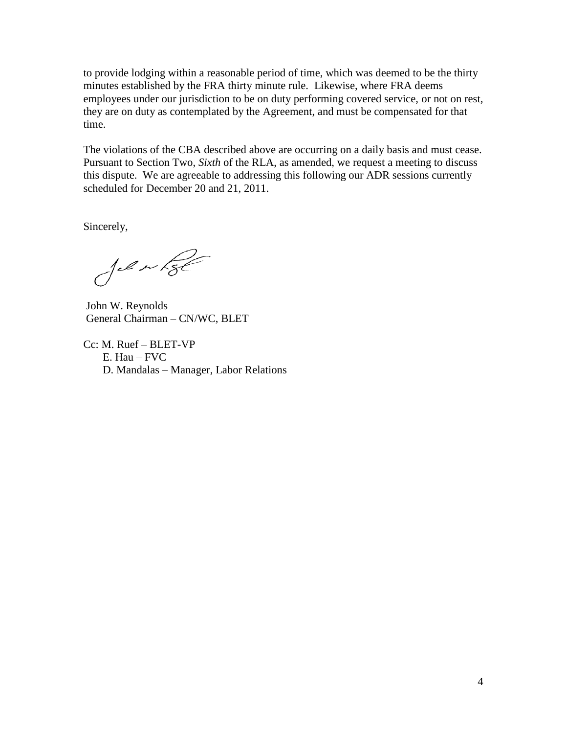to provide lodging within a reasonable period of time, which was deemed to be the thirty minutes established by the FRA thirty minute rule. Likewise, where FRA deems employees under our jurisdiction to be on duty performing covered service, or not on rest, they are on duty as contemplated by the Agreement, and must be compensated for that time.

The violations of the CBA described above are occurring on a daily basis and must cease. Pursuant to Section Two, *Sixth* of the RLA, as amended, we request a meeting to discuss this dispute. We are agreeable to addressing this following our ADR sessions currently scheduled for December 20 and 21, 2011.

Sincerely,

John W. Reynolds
General Chairman – CN/WC, BLET

Cc: M. Ruef – BLET-VP
E. Hau – FVC
D. Mandalas – Manager, Labor Relations